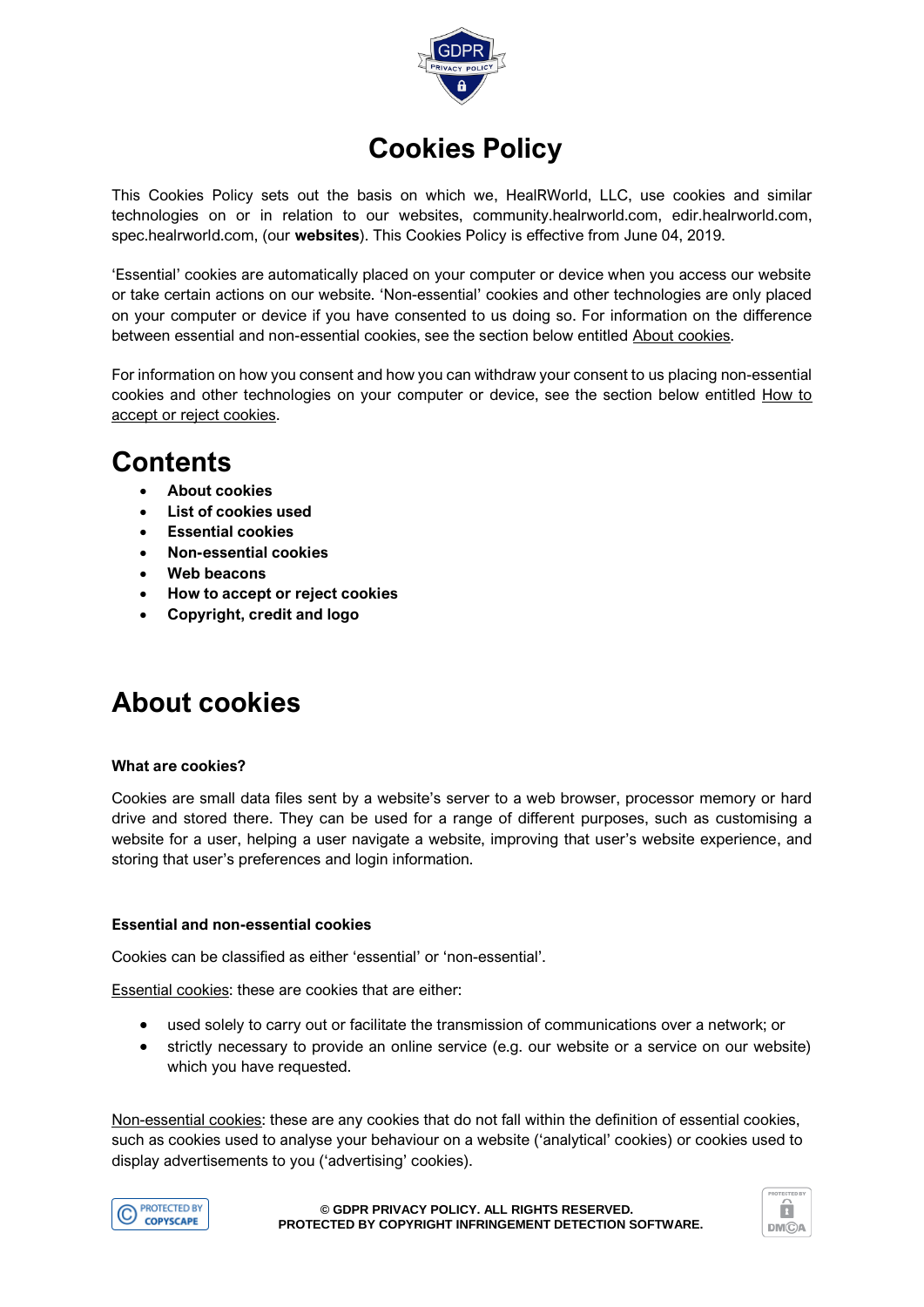# Cookies Policy

This Cookies Policy sets out the basis on which we, HealRWorld, LLC, use cookies and similar technologies on or in relation to our websites, community.healrworld.com, edir.healrworld.com, spec.healrworld.com, (our **websites**). This Cookies Policy is effective from June 04, 2019.

'Essential' cookies are automatically placed on your computer or device when you access our website or take certain actions on our website. 'Non-essential' cookies and other technologies are only placed on your computer or device if you have consented to us doing so. For information on the difference between essential and non-essential cookies, see the section below entitled About cookies.

For information on how you consent and how you can withdraw your consent to us placing non-essential cookies and other technologies on your computer or device, see the section below entitled How to accept or reject cookies.

## Contents

- **About cookies**
- **List of cookies used**
- **Essential cookies**
- **Non-essential cookies**
- **Web beacons**
- **How to accept or reject cookies**
- **Copyright, credit and logo**

## About cookies

**What are cookies?**

Cookies are small data files sent by a website's server to a web browser, processor memory or hard drive and stored there. They can be used for a range of different purposes, such as customising a website for a user, helping a user navigate a website, improving that user's website experience, and storing that user's preferences and login information.

**Essential and non-essential cookies**

Cookies can be classified as either 'essential' or 'non-essential'.

Essential cookies: these are cookies that are either:

- used solely to carry out or facilitate the transmission of communications over a network; or
- strictly necessary to provide an online service (e.g. our website or a service on our website) which you have requested.

Non-essential cookies: these are any cookies that do not fall within the definition of essential cookies, such as cookies used to analyse your behaviour on a website ('analytical' cookies) or cookies used to display advertisements to you ('advertising' cookies).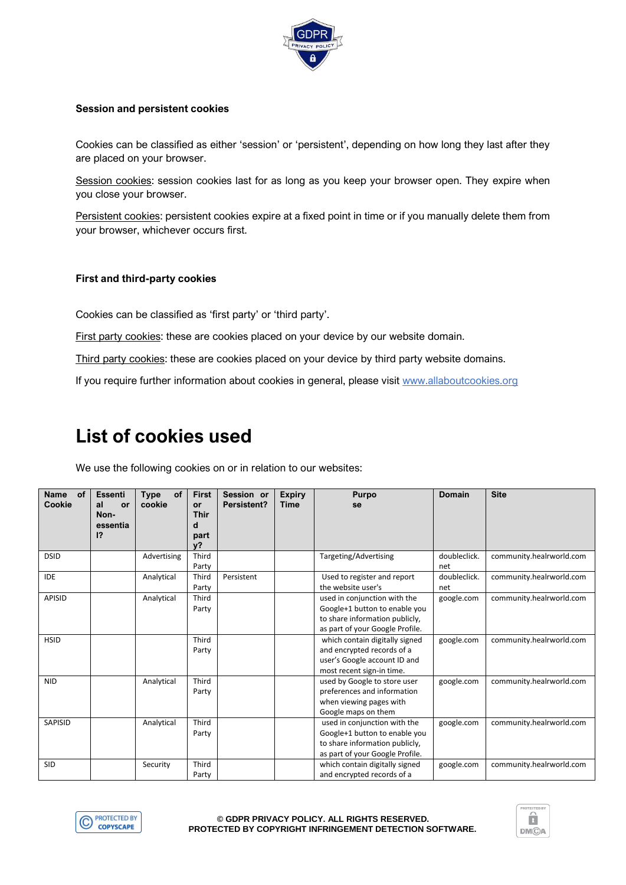### Session and persistent cookies

Cookies can be classified as either 'session' or 'persistent', depending on how long they last after they are placed on your browser.

Session cookies: session cookies last for as long as you keep your browser open. They expire when you close your browser.

Persistent cookies: persistent cookies expire at a fixed point in time or if you manually delete them from your browser, whichever occurs first.

### First and third-party cookies

Cookies can be classified as 'first party' or 'third party'.

First party cookies: these are cookies placed on your device by our website domain.

Third party cookies: these are cookies placed on your device by third party website domains.

If you require further information about cookies in general, please visit www.allaboutcookies.org

# List of cookies used

We use the following cookies on or in relation to our websites:

| Name of Cookie | Essential or Non-essential? | Type of cookie | First or Third party? | Session or Persistent? | Expiry Time | Purpose | Domain | Site |
|---|---|---|---|---|---|---|---|---|
| DSID | | Advertising | Third Party | | | Targeting/Advertising | doubleclick.net | community.healrworld.com |
| IDE | | Analytical | Third Party | Persistent | | Used to register and report the website user's | doubleclick.net | community.healrworld.com |
| APISID | | Analytical | Third Party | | | used in conjunction with the Google+1 button to enable you to share information publicly, as part of your Google Profile. | google.com | community.healrworld.com |
| HSID | | | Third Party | | | which contain digitally signed and encrypted records of a user's Google account ID and most recent sign-in time. | google.com | community.healrworld.com |
| NID | | Analytical | Third Party | | | used by Google to store user preferences and information when viewing pages with Google maps on them | google.com | community.healrworld.com |
| SAPISID | | Analytical | Third Party | | | used in conjunction with the Google+1 button to enable you to share information publicly, as part of your Google Profile. | google.com | community.healrworld.com |
| SID | | Security | Third Party | | | which contain digitally signed and encrypted records of a | google.com | community.healrworld.com |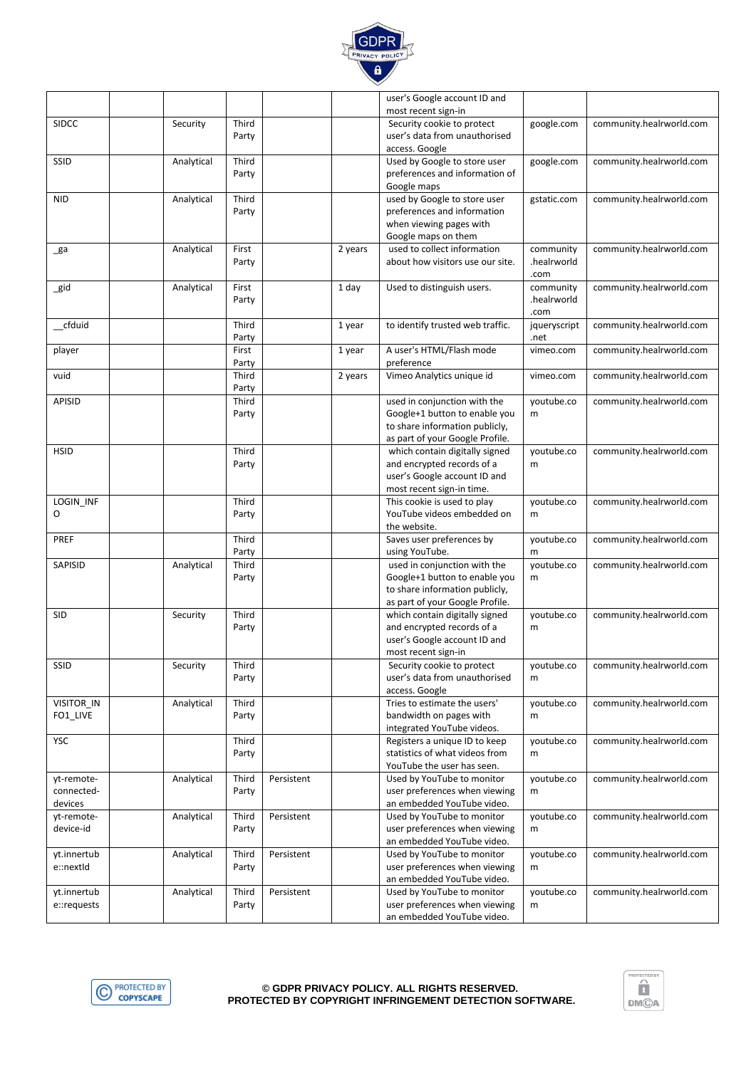| | | | | | | | | |
|---|---|---|---|---|---|---|---|---|
| | | | | | | user's Google account ID and most recent sign-in | | |
| SIDCC | | Security | Third Party | | | Security cookie to protect user's data from unauthorised access. Google | google.com | community.healrworld.com |
| SSID | | Analytical | Third Party | | | Used by Google to store user preferences and information of Google maps | google.com | community.healrworld.com |
| NID | | Analytical | Third Party | | | used by Google to store user preferences and information when viewing pages with Google maps on them | gstatic.com | community.healrworld.com |
| _ga | | Analytical | First Party | | 2 years | used to collect information about how visitors use our site. | community .healrworld .com | community.healrworld.com |
| _gid | | Analytical | First Party | | 1 day | Used to distinguish users. | community .healrworld .com | community.healrworld.com |
| __cfduid | | | Third Party | | 1 year | to identify trusted web traffic. | jqueryscript .net | community.healrworld.com |
| player | | | First Party | | 1 year | A user's HTML/Flash mode preference | vimeo.com | community.healrworld.com |
| vuid | | | Third Party | | 2 years | Vimeo Analytics unique id | vimeo.com | community.healrworld.com |
| APISID | | | Third Party | | | used in conjunction with the Google+1 button to enable you to share information publicly, as part of your Google Profile. | youtube.com | community.healrworld.com |
| HSID | | | Third Party | | | which contain digitally signed and encrypted records of a user's Google account ID and most recent sign-in time. | youtube.com | community.healrworld.com |
| LOGIN_INFO | | | Third Party | | | This cookie is used to play YouTube videos embedded on the website. | youtube.com | community.healrworld.com |
| PREF | | | Third Party | | | Saves user preferences by using YouTube. | youtube.com | community.healrworld.com |
| SAPISID | | Analytical | Third Party | | | used in conjunction with the Google+1 button to enable you to share information publicly, as part of your Google Profile. | youtube.com | community.healrworld.com |
| SID | | Security | Third Party | | | which contain digitally signed and encrypted records of a user's Google account ID and most recent sign-in | youtube.com | community.healrworld.com |
| SSID | | Security | Third Party | | | Security cookie to protect user's data from unauthorised access. Google | youtube.com | community.healrworld.com |
| VISITOR_INFO1_LIVE | | Analytical | Third Party | | | Tries to estimate the users' bandwidth on pages with integrated YouTube videos. | youtube.com | community.healrworld.com |
| YSC | | | Third Party | | | Registers a unique ID to keep statistics of what videos from YouTube the user has seen. | youtube.com | community.healrworld.com |
| yt-remote-connected-devices | | Analytical | Third Party | Persistent | | Used by YouTube to monitor user preferences when viewing an embedded YouTube video. | youtube.com | community.healrworld.com |
| yt-remote-device-id | | Analytical | Third Party | Persistent | | Used by YouTube to monitor user preferences when viewing an embedded YouTube video. | youtube.com | community.healrworld.com |
| yt.innertube::nextId | | Analytical | Third Party | Persistent | | Used by YouTube to monitor user preferences when viewing an embedded YouTube video. | youtube.com | community.healrworld.com |
| yt.innertube::requests | | Analytical | Third Party | Persistent | | Used by YouTube to monitor user preferences when viewing an embedded YouTube video. | youtube.com | community.healrworld.com |

© GDPR PRIVACY POLICY. ALL RIGHTS RESERVED.
PROTECTED BY COPYRIGHT INFRINGEMENT DETECTION SOFTWARE.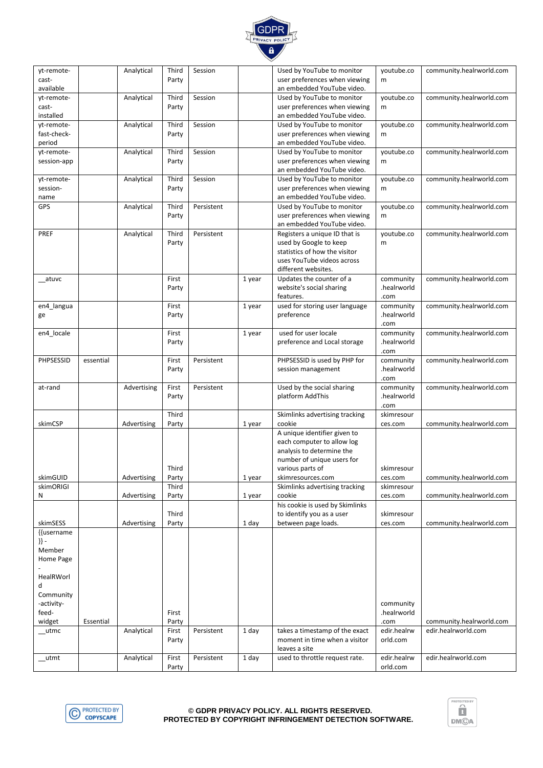| yt-remote-cast-available | | Analytical | Third Party | Session | | Used by YouTube to monitor user preferences when viewing an embedded YouTube video. | youtube.com | community.healrworld.com |
|---|---|---|---|---|---|---|---|---|
| yt-remote-cast-installed | | Analytical | Third Party | Session | | Used by YouTube to monitor user preferences when viewing an embedded YouTube video. | youtube.com | community.healrworld.com |
| yt-remote-fast-check-period | | Analytical | Third Party | Session | | Used by YouTube to monitor user preferences when viewing an embedded YouTube video. | youtube.com | community.healrworld.com |
| yt-remote-session-app | | Analytical | Third Party | Session | | Used by YouTube to monitor user preferences when viewing an embedded YouTube video. | youtube.com | community.healrworld.com |
| yt-remote-session-name | | Analytical | Third Party | Session | | Used by YouTube to monitor user preferences when viewing an embedded YouTube video. | youtube.com | community.healrworld.com |
| GPS | | Analytical | Third Party | Persistent | | Used by YouTube to monitor user preferences when viewing an embedded YouTube video. | youtube.com | community.healrworld.com |
| PREF | | Analytical | Third Party | Persistent | | Registers a unique ID that is used by Google to keep statistics of how the visitor uses YouTube videos across different websites. | youtube.com | community.healrworld.com |
| __atuvc | | | First Party | | 1 year | Updates the counter of a website's social sharing features. | community.healrworld.com | community.healrworld.com |
| en4_language | | | First Party | | 1 year | used for storing user language preference | community.healrworld.com | community.healrworld.com |
| en4_locale | | | First Party | | 1 year | used for user locale preference and Local storage | community.healrworld.com | community.healrworld.com |
| PHPSESSID | essential | | First Party | Persistent | | PHPSESSID is used by PHP for session management | community.healrworld.com | community.healrworld.com |
| at-rand | | Advertising | First Party | Persistent | | Used by the social sharing platform AddThis | community.healrworld.com | community.healrworld.com |
| skimCSP | | Advertising | Third Party | | 1 year | Skimlinks advertising tracking cookie | skimresources.com | community.healrworld.com |
| skimGUID | | Advertising | Third Party | | 1 year | A unique identifier given to each computer to allow log analysis to determine the number of unique users for various parts of skimresources.com | skimresources.com | community.healrworld.com |
| skimORIGIN | | Advertising | Third Party | | 1 year | Skimlinks advertising tracking cookie | skimresources.com | community.healrworld.com |
| skimSESS | | Advertising | Third Party | | 1 day | his cookie is used by Skimlinks to identify you as a user between page loads. | skimresources.com | community.healrworld.com |
| {{username}} - Member Home Page - HealRWorld Community-activity-feed-widget | Essential | | First Party | | | | community.healrworld.com | community.healrworld.com |
| __utmc | | Analytical | First Party | Persistent | 1 day | takes a timestamp of the exact moment in time when a visitor leaves a site | edir.healrworld.com | edir.healrworld.com |
| __utmt | | Analytical | First Party | Persistent | 1 day | used to throttle request rate. | edir.healrworld.com | edir.healrworld.com |

© GDPR PRIVACY POLICY. ALL RIGHTS RESERVED.
PROTECTED BY COPYRIGHT INFRINGEMENT DETECTION SOFTWARE.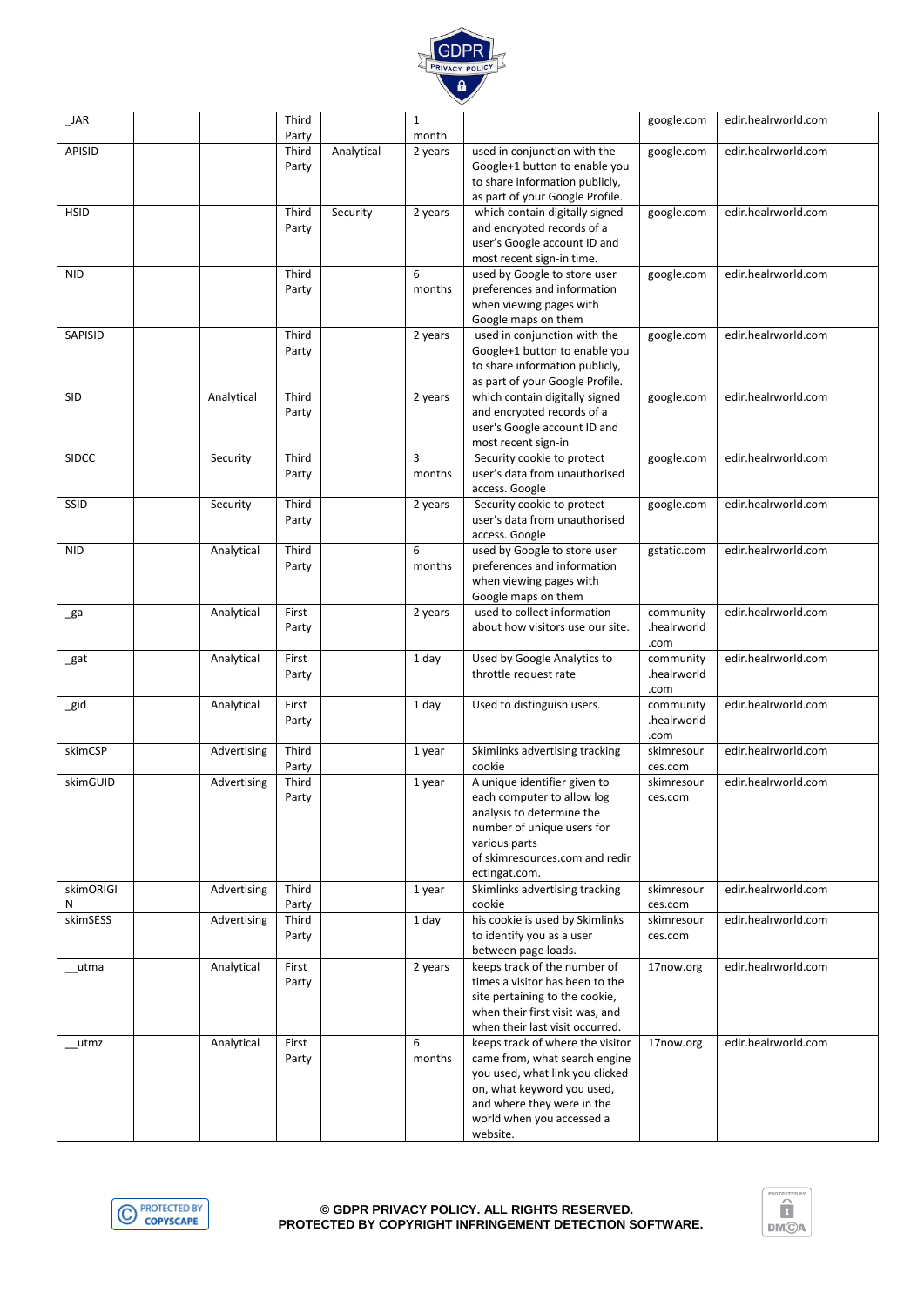| | | | | | | | | |
|---|---|---|---|---|---|---|---|---|
| _JAR | | | Third Party | | 1 month | | google.com | edir.healrworld.com |
| APISID | | | Third Party | Analytical | 2 years | used in conjunction with the Google+1 button to enable you to share information publicly, as part of your Google Profile. | google.com | edir.healrworld.com |
| HSID | | | Third Party | Security | 2 years | which contain digitally signed and encrypted records of a user's Google account ID and most recent sign-in time. | google.com | edir.healrworld.com |
| NID | | | Third Party | | 6 months | used by Google to store user preferences and information when viewing pages with Google maps on them | google.com | edir.healrworld.com |
| SAPISID | | | Third Party | | 2 years | used in conjunction with the Google+1 button to enable you to share information publicly, as part of your Google Profile. | google.com | edir.healrworld.com |
| SID | | Analytical | Third Party | | 2 years | which contain digitally signed and encrypted records of a user's Google account ID and most recent sign-in | google.com | edir.healrworld.com |
| SIDCC | | Security | Third Party | | 3 months | Security cookie to protect user's data from unauthorised access. Google | google.com | edir.healrworld.com |
| SSID | | Security | Third Party | | 2 years | Security cookie to protect user's data from unauthorised access. Google | google.com | edir.healrworld.com |
| NID | | Analytical | Third Party | | 6 months | used by Google to store user preferences and information when viewing pages with Google maps on them | gstatic.com | edir.healrworld.com |
| _ga | | Analytical | First Party | | 2 years | used to collect information about how visitors use our site. | community .healrworld .com | edir.healrworld.com |
| _gat | | Analytical | First Party | | 1 day | Used by Google Analytics to throttle request rate | community .healrworld .com | edir.healrworld.com |
| _gid | | Analytical | First Party | | 1 day | Used to distinguish users. | community .healrworld .com | edir.healrworld.com |
| skimCSP | | Advertising | Third Party | | 1 year | Skimlinks advertising tracking cookie | skimresour ces.com | edir.healrworld.com |
| skimGUID | | Advertising | Third Party | | 1 year | A unique identifier given to each computer to allow log analysis to determine the number of unique users for various parts of skimresources.com and redir ectingat.com. | skimresour ces.com | edir.healrworld.com |
| skimORIGIN | | Advertising | Third Party | | 1 year | Skimlinks advertising tracking cookie | skimresour ces.com | edir.healrworld.com |
| skimSESS | | Advertising | Third Party | | 1 day | his cookie is used by Skimlinks to identify you as a user between page loads. | skimresour ces.com | edir.healrworld.com |
| __utma | | Analytical | First Party | | 2 years | keeps track of the number of times a visitor has been to the site pertaining to the cookie, when their first visit was, and when their last visit occurred. | 17now.org | edir.healrworld.com |
| __utmz | | Analytical | First Party | | 6 months | keeps track of where the visitor came from, what search engine you used, what link you clicked on, what keyword you used, and where they were in the world when you accessed a website. | 17now.org | edir.healrworld.com |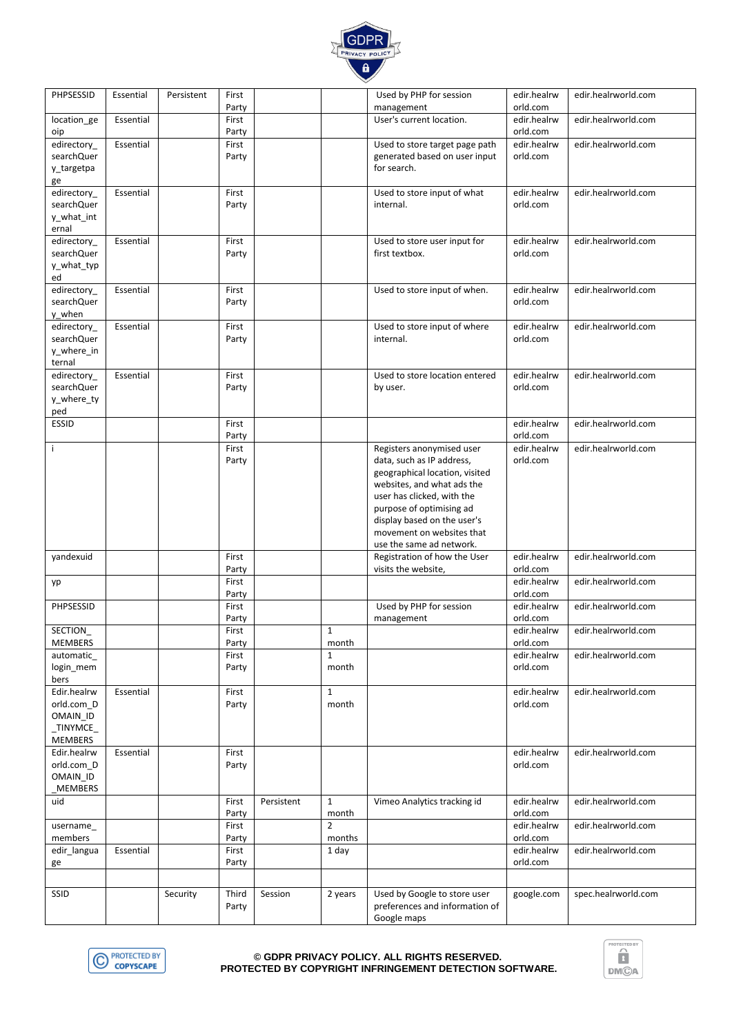| PHPSESSID | Essential | Persistent | First Party | | | Used by PHP for session management | edir.healrworld.com | edir.healrworld.com |
|---|---|---|---|---|---|---|---|---|
| location_geoip | Essential | | First Party | | | User's current location. | edir.healrworld.com | edir.healrworld.com |
| edirectory_searchQuery_targetpage | Essential | | First Party | | | Used to store target page path generated based on user input for search. | edir.healrworld.com | edir.healrworld.com |
| edirectory_searchQuery_what_internal | Essential | | First Party | | | Used to store input of what internal. | edir.healrworld.com | edir.healrworld.com |
| edirectory_searchQuery_what_typed | Essential | | First Party | | | Used to store user input for first textbox. | edir.healrworld.com | edir.healrworld.com |
| edirectory_searchQuery_when | Essential | | First Party | | | Used to store input of when. | edir.healrworld.com | edir.healrworld.com |
| edirectory_searchQuery_where_internal | Essential | | First Party | | | Used to store input of where internal. | edir.healrworld.com | edir.healrworld.com |
| edirectory_searchQuery_where_typed | Essential | | First Party | | | Used to store location entered by user. | edir.healrworld.com | edir.healrworld.com |
| ESSID | | | First Party | | | | edir.healrworld.com | edir.healrworld.com |
| i | | | First Party | | | Registers anonymised user data, such as IP address, geographical location, visited websites, and what ads the user has clicked, with the purpose of optimising ad display based on the user's movement on websites that use the same ad network. | edir.healrworld.com | edir.healrworld.com |
| yandexuid | | | First Party | | | Registration of how the User visits the website, | edir.healrworld.com | edir.healrworld.com |
| yp | | | First Party | | | | edir.healrworld.com | edir.healrworld.com |
| PHPSESSID | | | First Party | | | Used by PHP for session management | edir.healrworld.com | edir.healrworld.com |
| SECTION_MEMBERS | | | First Party | | 1 month | | edir.healrworld.com | edir.healrworld.com |
| automatic_login_members | | | First Party | | 1 month | | edir.healrworld.com | edir.healrworld.com |
| Edir.healrworld.com_DOMAIN_ID_TINYMCE_MEMBERS | Essential | | First Party | | 1 month | | edir.healrworld.com | edir.healrworld.com |
| Edir.healrworld.com_DOMAIN_ID_MEMBERS | Essential | | First Party | | | | edir.healrworld.com | edir.healrworld.com |
| uid | | | First Party | Persistent | 1 month | Vimeo Analytics tracking id | edir.healrworld.com | edir.healrworld.com |
| username_members | | | First Party | | 2 months | | edir.healrworld.com | edir.healrworld.com |
| edir_language | Essential | | First Party | | 1 day | | edir.healrworld.com | edir.healrworld.com |
| | | | | | | | | |
| SSID | | Security | Third Party | Session | 2 years | Used by Google to store user preferences and information of Google maps | google.com | spec.healrworld.com |

© GDPR PRIVACY POLICY. ALL RIGHTS RESERVED.
PROTECTED BY COPYRIGHT INFRINGEMENT DETECTION SOFTWARE.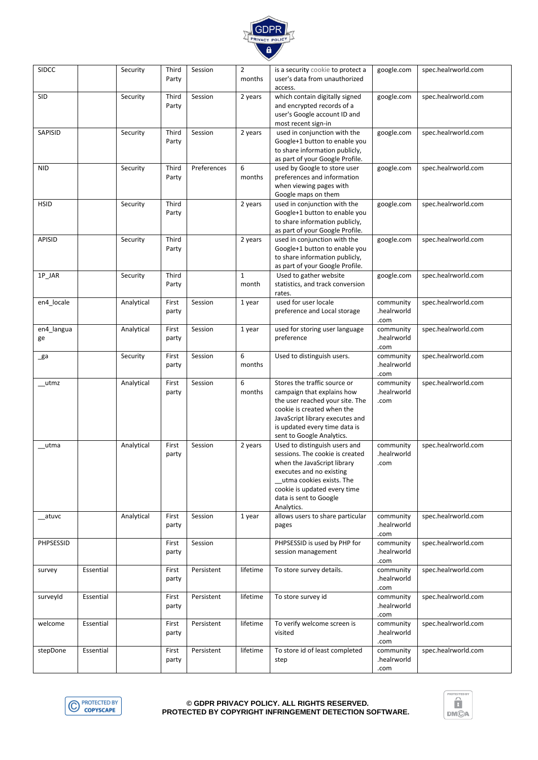| SIDCC | | Security | Third Party | Session | 2 months | is a security cookie to protect a user's data from unauthorized access. | google.com | spec.healrworld.com |
|---|---|---|---|---|---|---|---|---|
| SID | | Security | Third Party | Session | 2 years | which contain digitally signed and encrypted records of a user's Google account ID and most recent sign-in | google.com | spec.healrworld.com |
| SAPISID | | Security | Third Party | Session | 2 years | used in conjunction with the Google+1 button to enable you to share information publicly, as part of your Google Profile. | google.com | spec.healrworld.com |
| NID | | Security | Third Party | Preferences | 6 months | used by Google to store user preferences and information when viewing pages with Google maps on them | google.com | spec.healrworld.com |
| HSID | | Security | Third Party | | 2 years | used in conjunction with the Google+1 button to enable you to share information publicly, as part of your Google Profile. | google.com | spec.healrworld.com |
| APISID | | Security | Third Party | | 2 years | used in conjunction with the Google+1 button to enable you to share information publicly, as part of your Google Profile. | google.com | spec.healrworld.com |
| 1P_JAR | | Security | Third Party | | 1 month | Used to gather website statistics, and track conversion rates. | google.com | spec.healrworld.com |
| en4_locale | | Analytical | First party | Session | 1 year | used for user locale preference and Local storage | community .healrworld .com | spec.healrworld.com |
| en4_language | | Analytical | First party | Session | 1 year | used for storing user language preference | community .healrworld .com | spec.healrworld.com |
| _ga | | Security | First party | Session | 6 months | Used to distinguish users. | community .healrworld .com | spec.healrworld.com |
| __utmz | | Analytical | First party | Session | 6 months | Stores the traffic source or campaign that explains how the user reached your site. The cookie is created when the JavaScript library executes and is updated every time data is sent to Google Analytics. | community .healrworld .com | spec.healrworld.com |
| __utma | | Analytical | First party | Session | 2 years | Used to distinguish users and sessions. The cookie is created when the JavaScript library executes and no existing __utma cookies exists. The cookie is updated every time data is sent to Google Analytics. | community .healrworld .com | spec.healrworld.com |
| __atuvc | | Analytical | First party | Session | 1 year | allows users to share particular pages | community .healrworld .com | spec.healrworld.com |
| PHPSESSID | | | First party | Session | | PHPSESSID is used by PHP for session management | community .healrworld .com | spec.healrworld.com |
| survey | Essential | | First party | Persistent | lifetime | To store survey details. | community .healrworld .com | spec.healrworld.com |
| surveyId | Essential | | First party | Persistent | lifetime | To store survey id | community .healrworld .com | spec.healrworld.com |
| welcome | Essential | | First party | Persistent | lifetime | To verify welcome screen is visited | community .healrworld .com | spec.healrworld.com |
| stepDone | Essential | | First party | Persistent | lifetime | To store id of least completed step | community .healrworld .com | spec.healrworld.com |

© GDPR PRIVACY POLICY. ALL RIGHTS RESERVED.
PROTECTED BY COPYRIGHT INFRINGEMENT DETECTION SOFTWARE.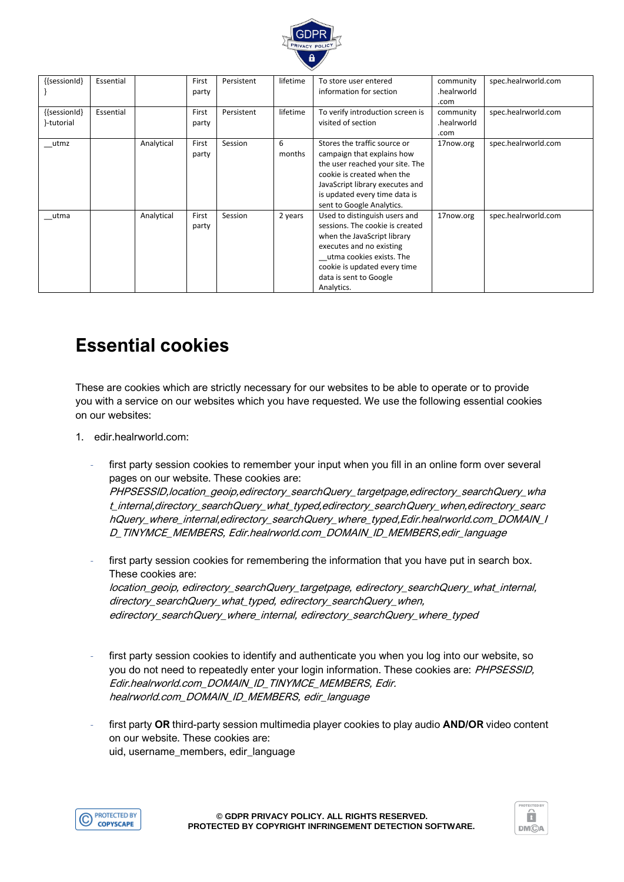| {{sessionId}} | Essential | | First party | Persistent | lifetime | To store user entered information for section | community .healrworld .com | spec.healrworld.com |
|---|---|---|---|---|---|---|---|---|
| {{sessionId}}-tutorial | Essential | | First party | Persistent | lifetime | To verify introduction screen is visited of section | community .healrworld .com | spec.healrworld.com |
| __utmz | | Analytical | First party | Session | 6 months | Stores the traffic source or campaign that explains how the user reached your site. The cookie is created when the JavaScript library executes and is updated every time data is sent to Google Analytics. | 17now.org | spec.healrworld.com |
| __utma | | Analytical | First party | Session | 2 years | Used to distinguish users and sessions. The cookie is created when the JavaScript library executes and no existing __utma cookies exists. The cookie is updated every time data is sent to Google Analytics. | 17now.org | spec.healrworld.com |

# Essential cookies

These are cookies which are strictly necessary for our websites to be able to operate or to provide you with a service on our websites which you have requested. We use the following essential cookies on our websites:

1. edir.healrworld.com:

   - first party session cookies to remember your input when you fill in an online form over several pages on our website. These cookies are: *PHPSESSID,location_geoip,edirectory_searchQuery_targetpage,edirectory_searchQuery_what_internal,directory_searchQuery_what_typed,edirectory_searchQuery_when,edirectory_searchQuery_where_internal,edirectory_searchQuery_where_typed,Edir.healrworld.com_DOMAIN_ID_TINYMCE_MEMBERS, Edir.healrworld.com_DOMAIN_ID_MEMBERS,edir_language*

   - first party session cookies for remembering the information that you have put in search box. These cookies are: *location_geoip, edirectory_searchQuery_targetpage, edirectory_searchQuery_what_internal, directory_searchQuery_what_typed, edirectory_searchQuery_when, edirectory_searchQuery_where_internal, edirectory_searchQuery_where_typed*

   - first party session cookies to identify and authenticate you when you log into our website, so you do not need to repeatedly enter your login information. These cookies are: *PHPSESSID, Edir.healrworld.com_DOMAIN_ID_TINYMCE_MEMBERS, Edir. healrworld.com_DOMAIN_ID_MEMBERS, edir_language*

   - first party **OR** third-party session multimedia player cookies to play audio **AND/OR** video content on our website. These cookies are: uid, username_members, edir_language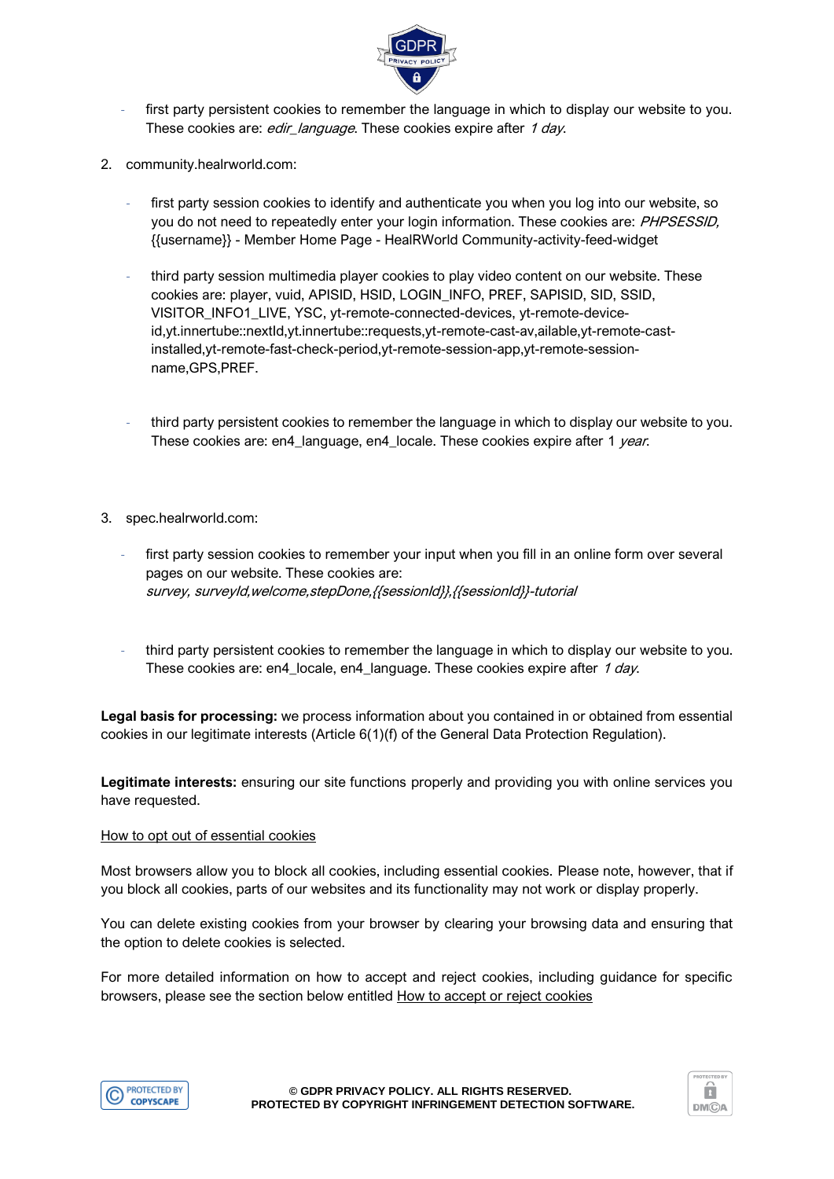- first party persistent cookies to remember the language in which to display our website to you. These cookies are: *edir_language*. These cookies expire after *1 day*.

2. community.healrworld.com:

   - first party session cookies to identify and authenticate you when you log into our website, so you do not need to repeatedly enter your login information. These cookies are: *PHPSESSID,* {{username}} - Member Home Page - HealRWorld Community-activity-feed-widget

   - third party session multimedia player cookies to play video content on our website. These cookies are: player, vuid, APISID, HSID, LOGIN_INFO, PREF, SAPISID, SID, SSID, VISITOR_INFO1_LIVE, YSC, yt-remote-connected-devices, yt-remote-device-id,yt.innertube::nextId,yt.innertube::requests,yt-remote-cast-av,ailable,yt-remote-cast-installed,yt-remote-fast-check-period,yt-remote-session-app,yt-remote-session-name,GPS,PREF.

   - third party persistent cookies to remember the language in which to display our website to you. These cookies are: en4_language, en4_locale. These cookies expire after 1 *year*.

3. spec.healrworld.com:

   - first party session cookies to remember your input when you fill in an online form over several pages on our website. These cookies are: *survey, surveyId,welcome,stepDone,{{sessionId}},{{sessionId}}-tutorial*

   - third party persistent cookies to remember the language in which to display our website to you. These cookies are: en4_locale, en4_language. These cookies expire after *1 day*.

**Legal basis for processing:** we process information about you contained in or obtained from essential cookies in our legitimate interests (Article 6(1)(f) of the General Data Protection Regulation).

**Legitimate interests:** ensuring our site functions properly and providing you with online services you have requested.

How to opt out of essential cookies

Most browsers allow you to block all cookies, including essential cookies. Please note, however, that if you block all cookies, parts of our websites and its functionality may not work or display properly.

You can delete existing cookies from your browser by clearing your browsing data and ensuring that the option to delete cookies is selected.

For more detailed information on how to accept and reject cookies, including guidance for specific browsers, please see the section below entitled How to accept or reject cookies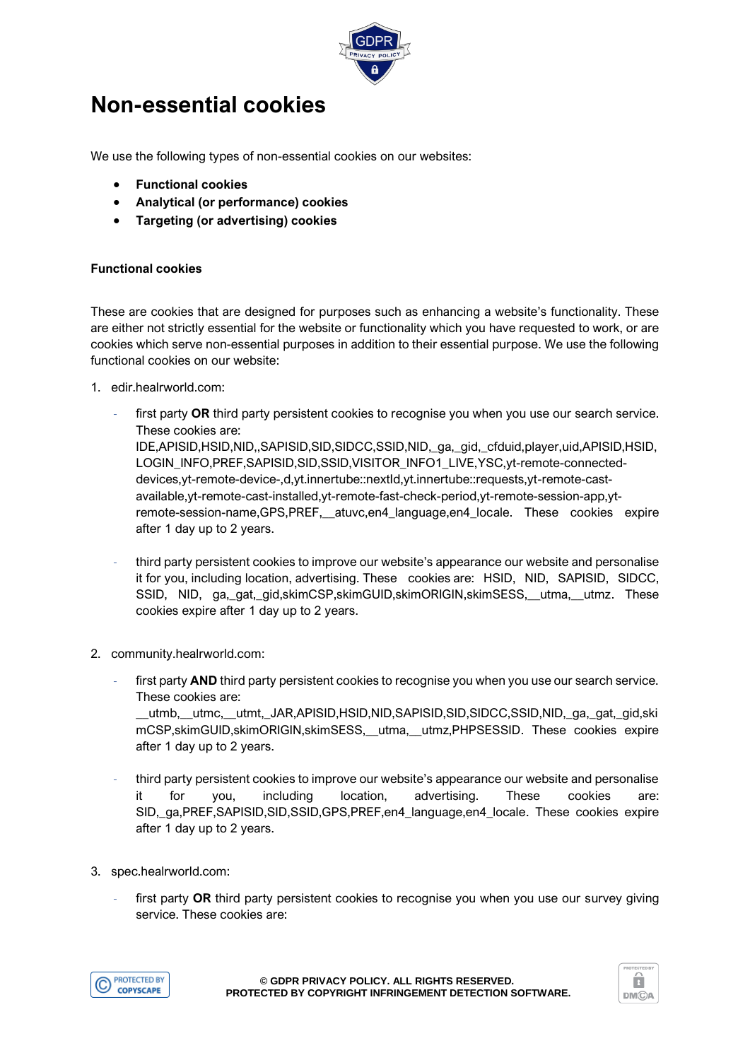# Non-essential cookies

We use the following types of non-essential cookies on our websites:

- **Functional cookies**
- **Analytical (or performance) cookies**
- **Targeting (or advertising) cookies**

**Functional cookies**

These are cookies that are designed for purposes such as enhancing a website's functionality. These are either not strictly essential for the website or functionality which you have requested to work, or are cookies which serve non-essential purposes in addition to their essential purpose. We use the following functional cookies on our website:

1. edir.healrworld.com:

   - first party **OR** third party persistent cookies to recognise you when you use our search service. These cookies are: IDE,APISID,HSID,NID,,SAPISID,SID,SIDCC,SSID,NID,_ga,_gid,_cfduid,player,uid,APISID,HSID,LOGIN_INFO,PREF,SAPISID,SID,SSID,VISITOR_INFO1_LIVE,YSC,yt-remote-connected-devices,yt-remote-device-,d,yt.innertube::nextId,yt.innertube::requests,yt-remote-cast-available,yt-remote-cast-installed,yt-remote-fast-check-period,yt-remote-session-app,yt-remote-session-name,GPS,PREF,__atuvc,en4_language,en4_locale. These cookies expire after 1 day up to 2 years.

   - third party persistent cookies to improve our website's appearance our website and personalise it for you, including location, advertising. These cookies are: HSID, NID, SAPISID, SIDCC, SSID, NID, ga,_gat,_gid,skimCSP,skimGUID,skimORIGIN,skimSESS,__utma,__utmz. These cookies expire after 1 day up to 2 years.

2. community.healrworld.com:

   - first party **AND** third party persistent cookies to recognise you when you use our search service. These cookies are: __utmb,__utmc,__utmt,_JAR,APISID,HSID,NID,SAPISID,SID,SIDCC,SSID,NID,_ga,_gat,_gid,skimCSP,skimGUID,skimORIGIN,skimSESS,__utma,__utmz,PHPSESSID. These cookies expire after 1 day up to 2 years.

   - third party persistent cookies to improve our website's appearance our website and personalise it for you, including location, advertising. These cookies are: SID,_ga,PREF,SAPISID,SID,SSID,GPS,PREF,en4_language,en4_locale. These cookies expire after 1 day up to 2 years.

3. spec.healrworld.com:

   - first party **OR** third party persistent cookies to recognise you when you use our survey giving service. These cookies are: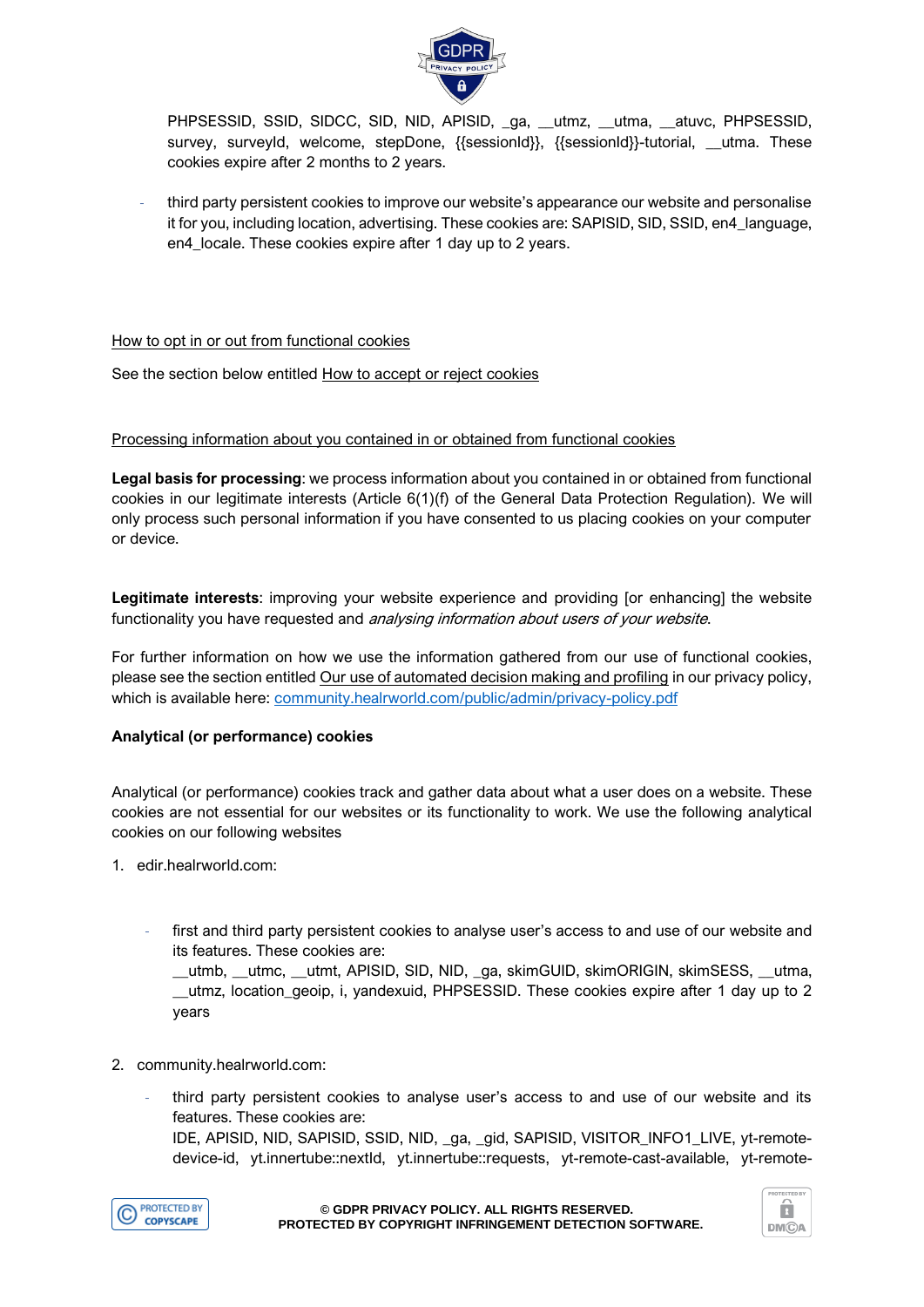PHPSESSID, SSID, SIDCC, SID, NID, APISID, _ga, __utmz, __utma, __atuvc, PHPSESSID, survey, surveyId, welcome, stepDone, {{sessionId}}, {{sessionId}}-tutorial, __utma. These cookies expire after 2 months to 2 years.

- third party persistent cookies to improve our website's appearance our website and personalise it for you, including location, advertising. These cookies are: SAPISID, SID, SSID, en4_language, en4_locale. These cookies expire after 1 day up to 2 years.

How to opt in or out from functional cookies

See the section below entitled How to accept or reject cookies

Processing information about you contained in or obtained from functional cookies

**Legal basis for processing**: we process information about you contained in or obtained from functional cookies in our legitimate interests (Article 6(1)(f) of the General Data Protection Regulation). We will only process such personal information if you have consented to us placing cookies on your computer or device.

**Legitimate interests**: improving your website experience and providing [or enhancing] the website functionality you have requested and *analysing information about users of your website*.

For further information on how we use the information gathered from our use of functional cookies, please see the section entitled Our use of automated decision making and profiling in our privacy policy, which is available here: [community.healrworld.com/public/admin/privacy-policy.pdf](community.healrworld.com/public/admin/privacy-policy.pdf)

**Analytical (or performance) cookies**

Analytical (or performance) cookies track and gather data about what a user does on a website. These cookies are not essential for our websites or its functionality to work. We use the following analytical cookies on our following websites

1. edir.healrworld.com:

   - first and third party persistent cookies to analyse user's access to and use of our website and its features. These cookies are:
     __utmb, __utmc, __utmt, APISID, SID, NID, _ga, skimGUID, skimORIGIN, skimSESS, __utma, __utmz, location_geoip, i, yandexuid, PHPSESSID. These cookies expire after 1 day up to 2 years

2. community.healrworld.com:

   - third party persistent cookies to analyse user's access to and use of our website and its features. These cookies are:
     IDE, APISID, NID, SAPISID, SSID, NID, _ga, _gid, SAPISID, VISITOR_INFO1_LIVE, yt-remote-device-id, yt.innertube::nextId, yt.innertube::requests, yt-remote-cast-available, yt-remote-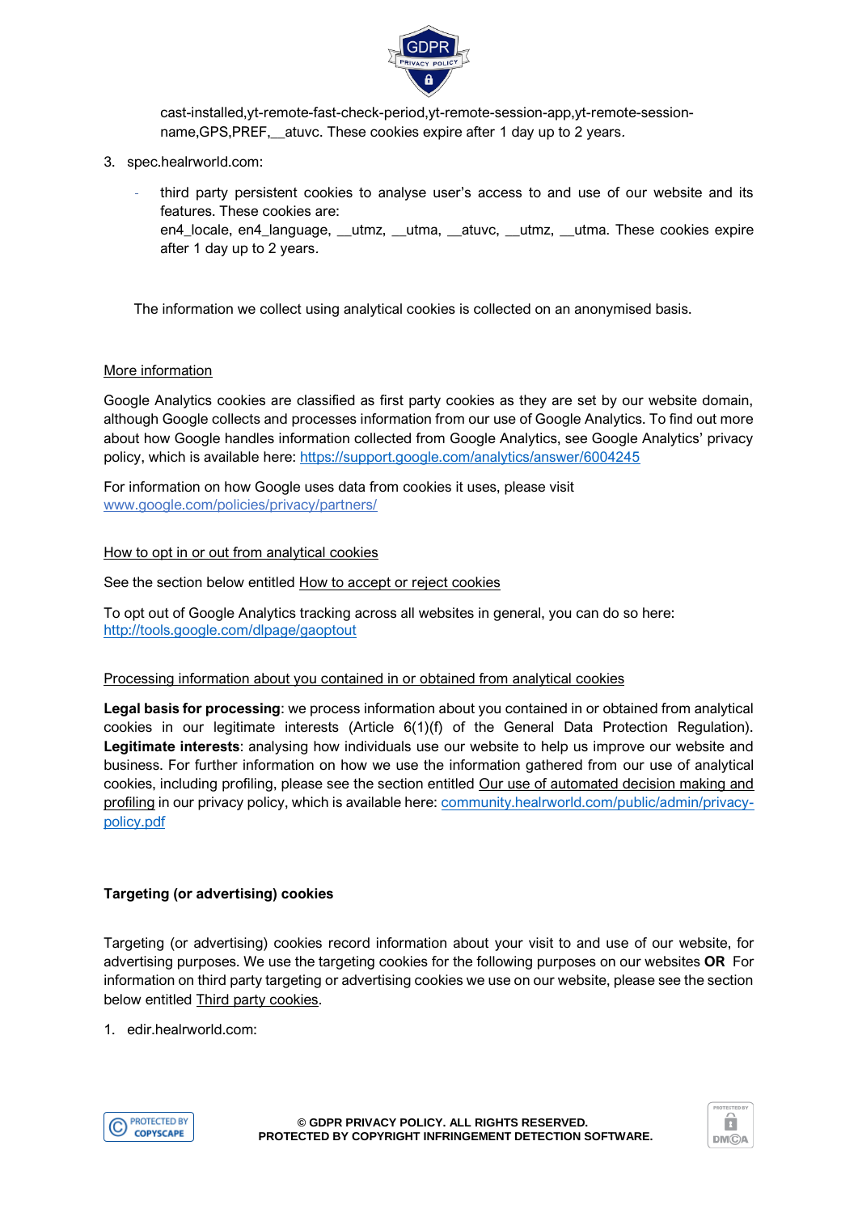cast-installed,yt-remote-fast-check-period,yt-remote-session-app,yt-remote-session-name,GPS,PREF,__atuvc. These cookies expire after 1 day up to 2 years.

3. spec.healrworld.com:

   - third party persistent cookies to analyse user's access to and use of our website and its features. These cookies are:
     en4_locale, en4_language, __utmz, __utma, __atuvc, __utmz, __utma. These cookies expire after 1 day up to 2 years.

The information we collect using analytical cookies is collected on an anonymised basis.

More information

Google Analytics cookies are classified as first party cookies as they are set by our website domain, although Google collects and processes information from our use of Google Analytics. To find out more about how Google handles information collected from Google Analytics, see Google Analytics' privacy policy, which is available here: https://support.google.com/analytics/answer/6004245

For information on how Google uses data from cookies it uses, please visit www.google.com/policies/privacy/partners/

How to opt in or out from analytical cookies

See the section below entitled How to accept or reject cookies

To opt out of Google Analytics tracking across all websites in general, you can do so here: http://tools.google.com/dlpage/gaoptout

Processing information about you contained in or obtained from analytical cookies

**Legal basis for processing**: we process information about you contained in or obtained from analytical cookies in our legitimate interests (Article 6(1)(f) of the General Data Protection Regulation). **Legitimate interests**: analysing how individuals use our website to help us improve our website and business. For further information on how we use the information gathered from our use of analytical cookies, including profiling, please see the section entitled Our use of automated decision making and profiling in our privacy policy, which is available here: community.healrworld.com/public/admin/privacy-policy.pdf

**Targeting (or advertising) cookies**

Targeting (or advertising) cookies record information about your visit to and use of our website, for advertising purposes. We use the targeting cookies for the following purposes on our websites **OR** For information on third party targeting or advertising cookies we use on our website, please see the section below entitled Third party cookies.

1. edir.healrworld.com: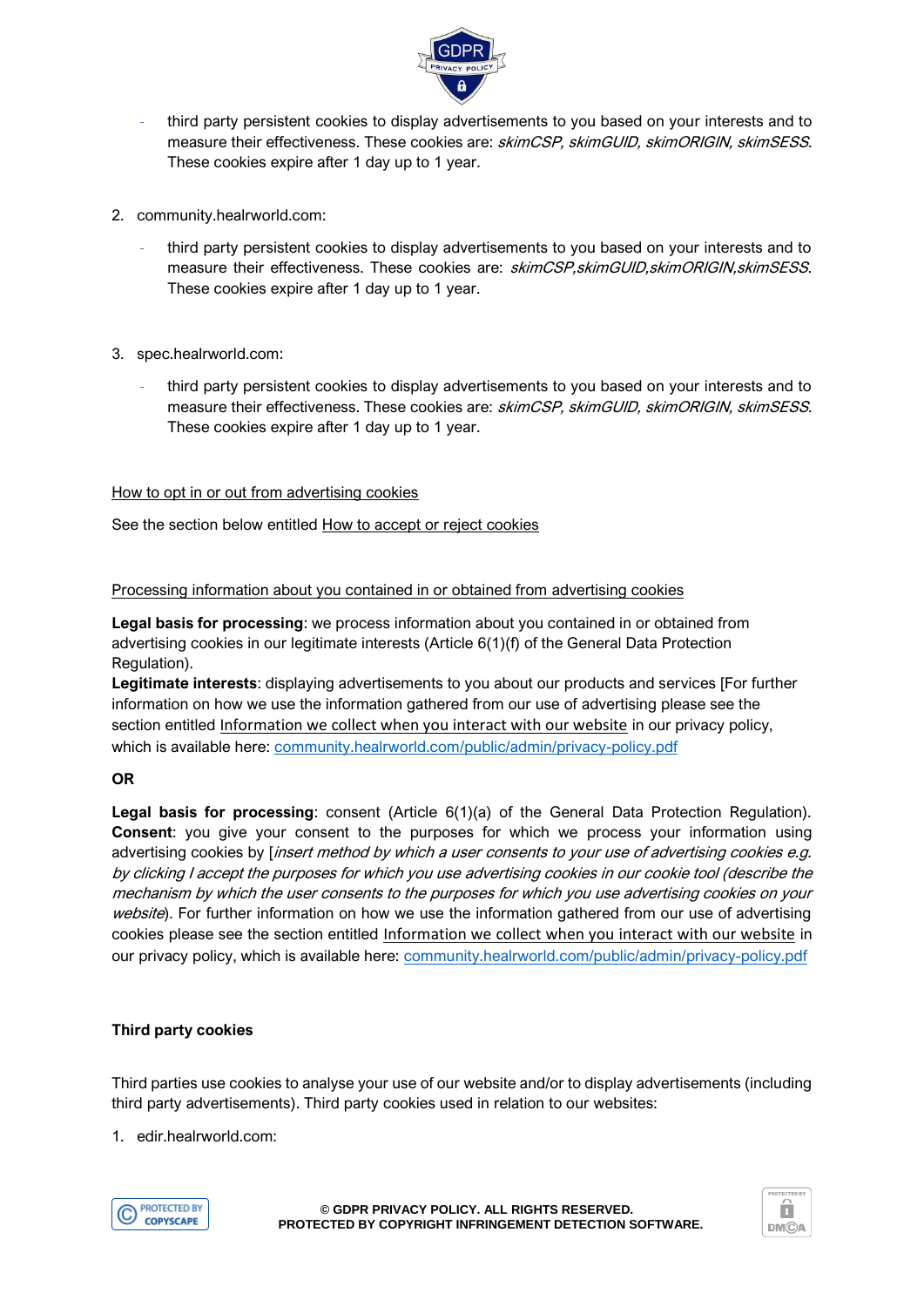- third party persistent cookies to display advertisements to you based on your interests and to measure their effectiveness. These cookies are: *skimCSP, skimGUID, skimORIGIN, skimSESS*. These cookies expire after 1 day up to 1 year.

2. community.healrworld.com:

   - third party persistent cookies to display advertisements to you based on your interests and to measure their effectiveness. These cookies are: *skimCSP,skimGUID,skimORIGIN,skimSESS*. These cookies expire after 1 day up to 1 year.

3. spec.healrworld.com:

   - third party persistent cookies to display advertisements to you based on your interests and to measure their effectiveness. These cookies are: *skimCSP, skimGUID, skimORIGIN, skimSESS*. These cookies expire after 1 day up to 1 year.

How to opt in or out from advertising cookies

See the section below entitled How to accept or reject cookies

Processing information about you contained in or obtained from advertising cookies

**Legal basis for processing**: we process information about you contained in or obtained from advertising cookies in our legitimate interests (Article 6(1)(f) of the General Data Protection Regulation).
**Legitimate interests**: displaying advertisements to you about our products and services [For further information on how we use the information gathered from our use of advertising please see the section entitled Information we collect when you interact with our website in our privacy policy, which is available here: [community.healrworld.com/public/admin/privacy-policy.pdf](community.healrworld.com/public/admin/privacy-policy.pdf)

**OR**

**Legal basis for processing**: consent (Article 6(1)(a) of the General Data Protection Regulation).
**Consent**: you give your consent to the purposes for which we process your information using advertising cookies by [*insert method by which a user consents to your use of advertising cookies e.g. by clicking I accept the purposes for which you use advertising cookies in our cookie tool (describe the mechanism by which the user consents to the purposes for which you use advertising cookies on your website*). For further information on how we use the information gathered from our use of advertising cookies please see the section entitled Information we collect when you interact with our website in our privacy policy, which is available here: [community.healrworld.com/public/admin/privacy-policy.pdf](community.healrworld.com/public/admin/privacy-policy.pdf)

**Third party cookies**

Third parties use cookies to analyse your use of our website and/or to display advertisements (including third party advertisements). Third party cookies used in relation to our websites:

1. edir.healrworld.com: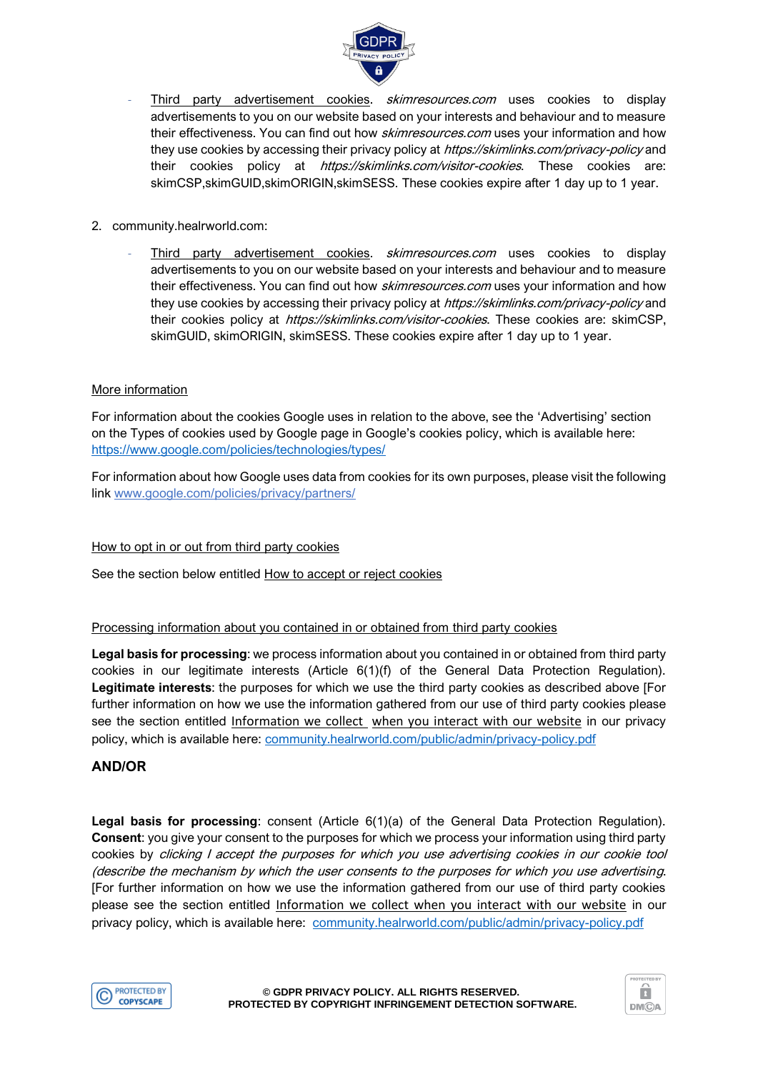- Third party advertisement cookies. *skimresources.com* uses cookies to display advertisements to you on our website based on your interests and behaviour and to measure their effectiveness. You can find out how *skimresources.com* uses your information and how they use cookies by accessing their privacy policy at *https://skimlinks.com/privacy-policy* and their cookies policy at *https://skimlinks.com/visitor-cookies*. These cookies are: skimCSP,skimGUID,skimORIGIN,skimSESS. These cookies expire after 1 day up to 1 year.

2. community.healrworld.com:

   - Third party advertisement cookies. *skimresources.com* uses cookies to display advertisements to you on our website based on your interests and behaviour and to measure their effectiveness. You can find out how *skimresources.com* uses your information and how they use cookies by accessing their privacy policy at *https://skimlinks.com/privacy-policy* and their cookies policy at *https://skimlinks.com/visitor-cookies*. These cookies are: skimCSP, skimGUID, skimORIGIN, skimSESS. These cookies expire after 1 day up to 1 year.

More information

For information about the cookies Google uses in relation to the above, see the 'Advertising' section on the Types of cookies used by Google page in Google's cookies policy, which is available here: https://www.google.com/policies/technologies/types/

For information about how Google uses data from cookies for its own purposes, please visit the following link www.google.com/policies/privacy/partners/

How to opt in or out from third party cookies

See the section below entitled How to accept or reject cookies

Processing information about you contained in or obtained from third party cookies

**Legal basis for processing**: we process information about you contained in or obtained from third party cookies in our legitimate interests (Article 6(1)(f) of the General Data Protection Regulation). **Legitimate interests**: the purposes for which we use the third party cookies as described above [For further information on how we use the information gathered from our use of third party cookies please see the section entitled Information we collect when you interact with our website in our privacy policy, which is available here: community.healrworld.com/public/admin/privacy-policy.pdf

**AND/OR**

**Legal basis for processing**: consent (Article 6(1)(a) of the General Data Protection Regulation). **Consent**: you give your consent to the purposes for which we process your information using third party cookies by *clicking I accept the purposes for which you use advertising cookies in our cookie tool (describe the mechanism by which the user consents to the purposes for which you use advertising*. [For further information on how we use the information gathered from our use of third party cookies please see the section entitled Information we collect when you interact with our website in our privacy policy, which is available here: community.healrworld.com/public/admin/privacy-policy.pdf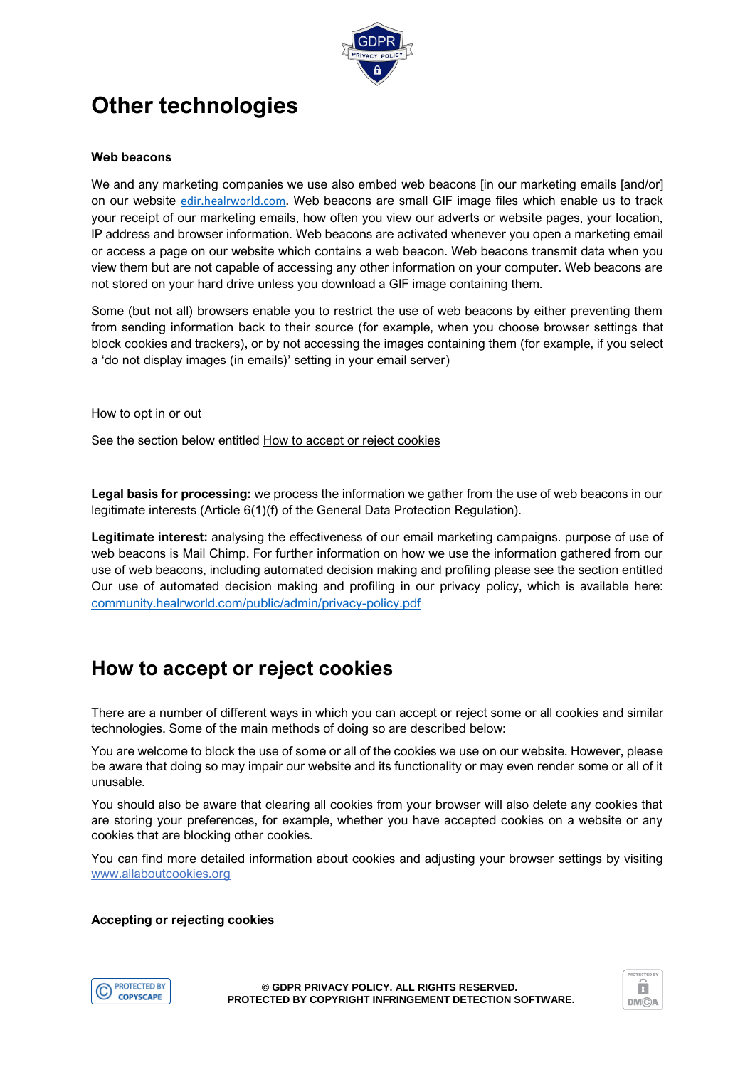# Other technologies

**Web beacons**

We and any marketing companies we use also embed web beacons [in our marketing emails [and/or] on our website edir.healrworld.com. Web beacons are small GIF image files which enable us to track your receipt of our marketing emails, how often you view our adverts or website pages, your location, IP address and browser information. Web beacons are activated whenever you open a marketing email or access a page on our website which contains a web beacon. Web beacons transmit data when you view them but are not capable of accessing any other information on your computer. Web beacons are not stored on your hard drive unless you download a GIF image containing them.

Some (but not all) browsers enable you to restrict the use of web beacons by either preventing them from sending information back to their source (for example, when you choose browser settings that block cookies and trackers), or by not accessing the images containing them (for example, if you select a 'do not display images (in emails)' setting in your email server)

How to opt in or out

See the section below entitled How to accept or reject cookies

**Legal basis for processing:** we process the information we gather from the use of web beacons in our legitimate interests (Article 6(1)(f) of the General Data Protection Regulation).

**Legitimate interest:** analysing the effectiveness of our email marketing campaigns. purpose of use of web beacons is Mail Chimp. For further information on how we use the information gathered from our use of web beacons, including automated decision making and profiling please see the section entitled Our use of automated decision making and profiling in our privacy policy, which is available here: community.healrworld.com/public/admin/privacy-policy.pdf

# How to accept or reject cookies

There are a number of different ways in which you can accept or reject some or all cookies and similar technologies. Some of the main methods of doing so are described below:

You are welcome to block the use of some or all of the cookies we use on our website. However, please be aware that doing so may impair our website and its functionality or may even render some or all of it unusable.

You should also be aware that clearing all cookies from your browser will also delete any cookies that are storing your preferences, for example, whether you have accepted cookies on a website or any cookies that are blocking other cookies.

You can find more detailed information about cookies and adjusting your browser settings by visiting www.allaboutcookies.org

**Accepting or rejecting cookies**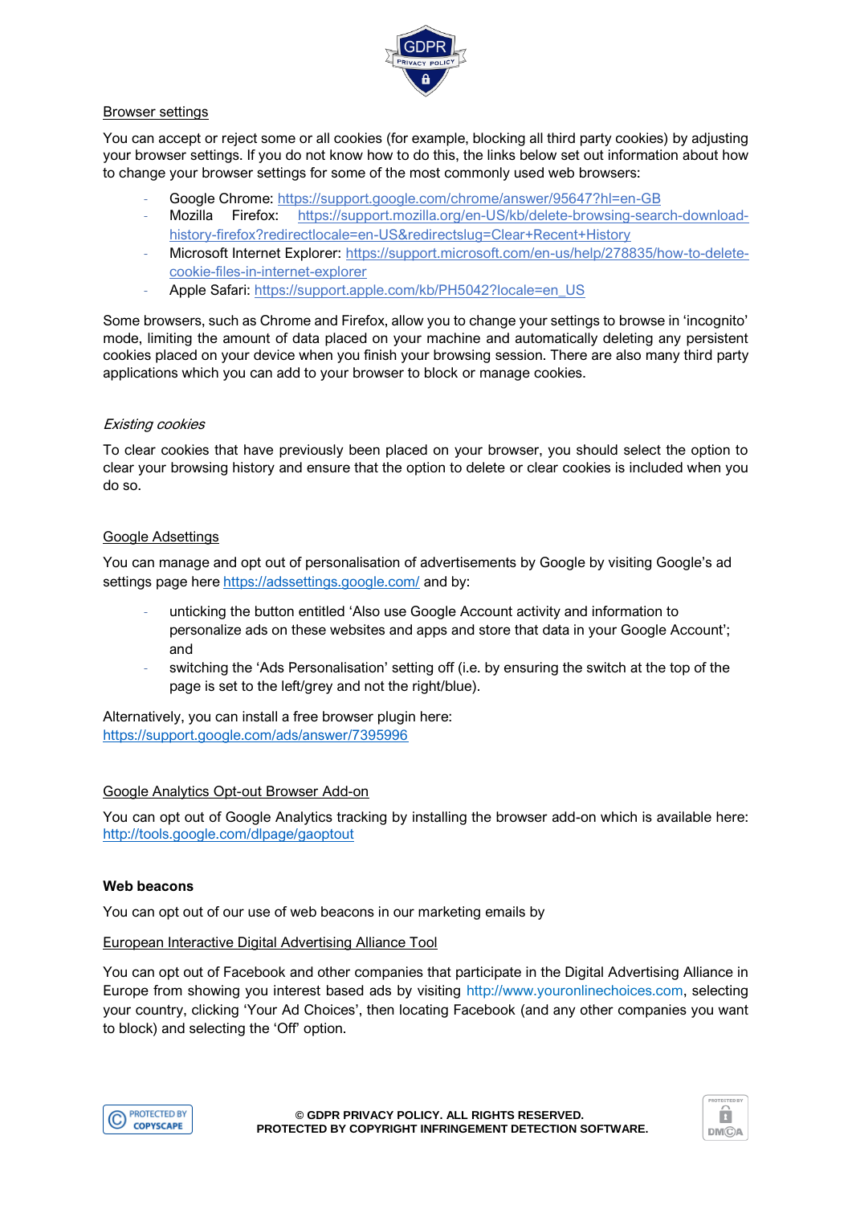Browser settings

You can accept or reject some or all cookies (for example, blocking all third party cookies) by adjusting your browser settings. If you do not know how to do this, the links below set out information about how to change your browser settings for some of the most commonly used web browsers:

- Google Chrome: https://support.google.com/chrome/answer/95647?hl=en-GB
- Mozilla Firefox: https://support.mozilla.org/en-US/kb/delete-browsing-search-download-history-firefox?redirectlocale=en-US&redirectslug=Clear+Recent+History
- Microsoft Internet Explorer: https://support.microsoft.com/en-us/help/278835/how-to-delete-cookie-files-in-internet-explorer
- Apple Safari: https://support.apple.com/kb/PH5042?locale=en_US

Some browsers, such as Chrome and Firefox, allow you to change your settings to browse in 'incognito' mode, limiting the amount of data placed on your machine and automatically deleting any persistent cookies placed on your device when you finish your browsing session. There are also many third party applications which you can add to your browser to block or manage cookies.

*Existing cookies*

To clear cookies that have previously been placed on your browser, you should select the option to clear your browsing history and ensure that the option to delete or clear cookies is included when you do so.

Google Adsettings

You can manage and opt out of personalisation of advertisements by Google by visiting Google's ad settings page here https://adssettings.google.com/ and by:

- unticking the button entitled 'Also use Google Account activity and information to personalize ads on these websites and apps and store that data in your Google Account'; and
- switching the 'Ads Personalisation' setting off (i.e. by ensuring the switch at the top of the page is set to the left/grey and not the right/blue).

Alternatively, you can install a free browser plugin here: https://support.google.com/ads/answer/7395996

Google Analytics Opt-out Browser Add-on

You can opt out of Google Analytics tracking by installing the browser add-on which is available here: http://tools.google.com/dlpage/gaoptout

**Web beacons**

You can opt out of our use of web beacons in our marketing emails by

European Interactive Digital Advertising Alliance Tool

You can opt out of Facebook and other companies that participate in the Digital Advertising Alliance in Europe from showing you interest based ads by visiting http://www.youronlinechoices.com, selecting your country, clicking 'Your Ad Choices', then locating Facebook (and any other companies you want to block) and selecting the 'Off' option.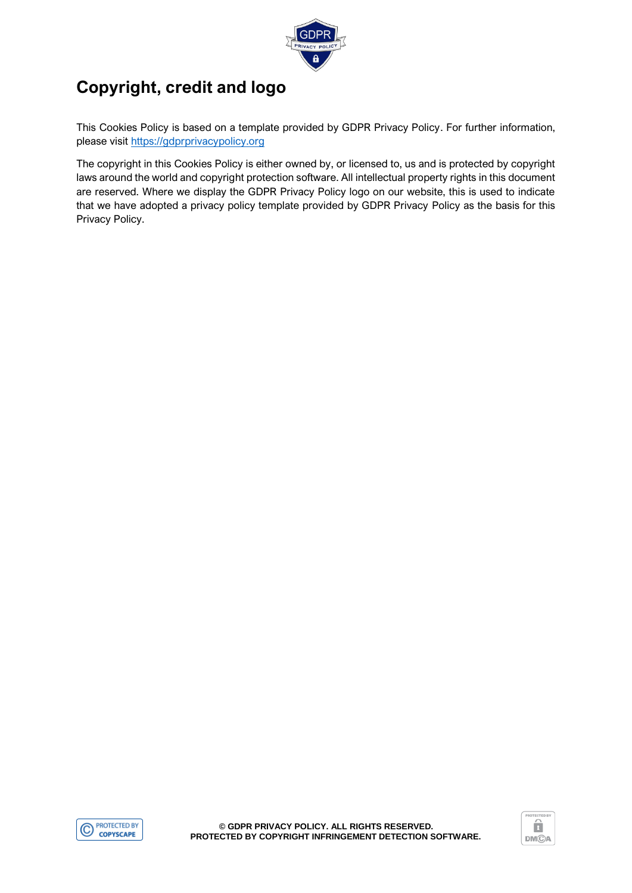## Copyright, credit and logo

This Cookies Policy is based on a template provided by GDPR Privacy Policy. For further information, please visit https://gdprprivacypolicy.org

The copyright in this Cookies Policy is either owned by, or licensed to, us and is protected by copyright laws around the world and copyright protection software. All intellectual property rights in this document are reserved. Where we display the GDPR Privacy Policy logo on our website, this is used to indicate that we have adopted a privacy policy template provided by GDPR Privacy Policy as the basis for this Privacy Policy.